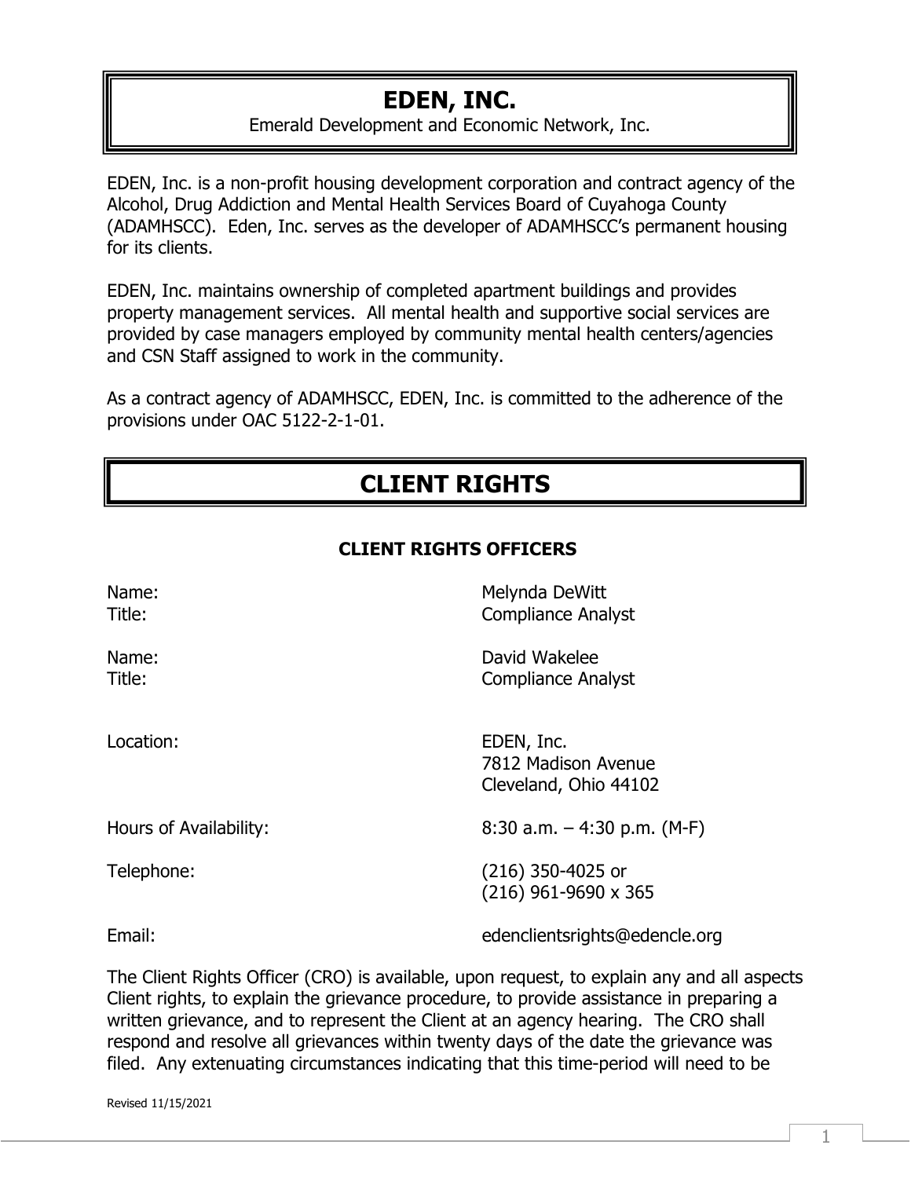# EDEN, INC.

Emerald Development and Economic Network, Inc.

EDEN, Inc. is a non-profit housing development corporation and contract agency of the Alcohol, Drug Addiction and Mental Health Services Board of Cuyahoga County (ADAMHSCC). Eden, Inc. serves as the developer of ADAMHSCC's permanent housing for its clients.

EDEN, Inc. maintains ownership of completed apartment buildings and provides property management services. All mental health and supportive social services are provided by case managers employed by community mental health centers/agencies and CSN Staff assigned to work in the community.

As a contract agency of ADAMHSCC, EDEN, Inc. is committed to the adherence of the provisions under OAC 5122-2-1-01.

# CLIENT RIGHTS

### CLIENT RIGHTS OFFICERS

| | |
|---|---|
| Name: | Melynda DeWitt |
| Title: | Compliance Analyst |
| Name: | David Wakelee |
| Title: | Compliance Analyst |
| Location: | EDEN, Inc.<br>7812 Madison Avenue<br>Cleveland, Ohio 44102 |
| Hours of Availability: | 8:30 a.m. – 4:30 p.m. (M-F) |
| Telephone: | (216) 350-4025 or<br>(216) 961-9690 x 365 |
| Email: | edenclientsrights@edencle.org |

The Client Rights Officer (CRO) is available, upon request, to explain any and all aspects Client rights, to explain the grievance procedure, to provide assistance in preparing a written grievance, and to represent the Client at an agency hearing. The CRO shall respond and resolve all grievances within twenty days of the date the grievance was filed. Any extenuating circumstances indicating that this time-period will need to be

Revised 11/15/2021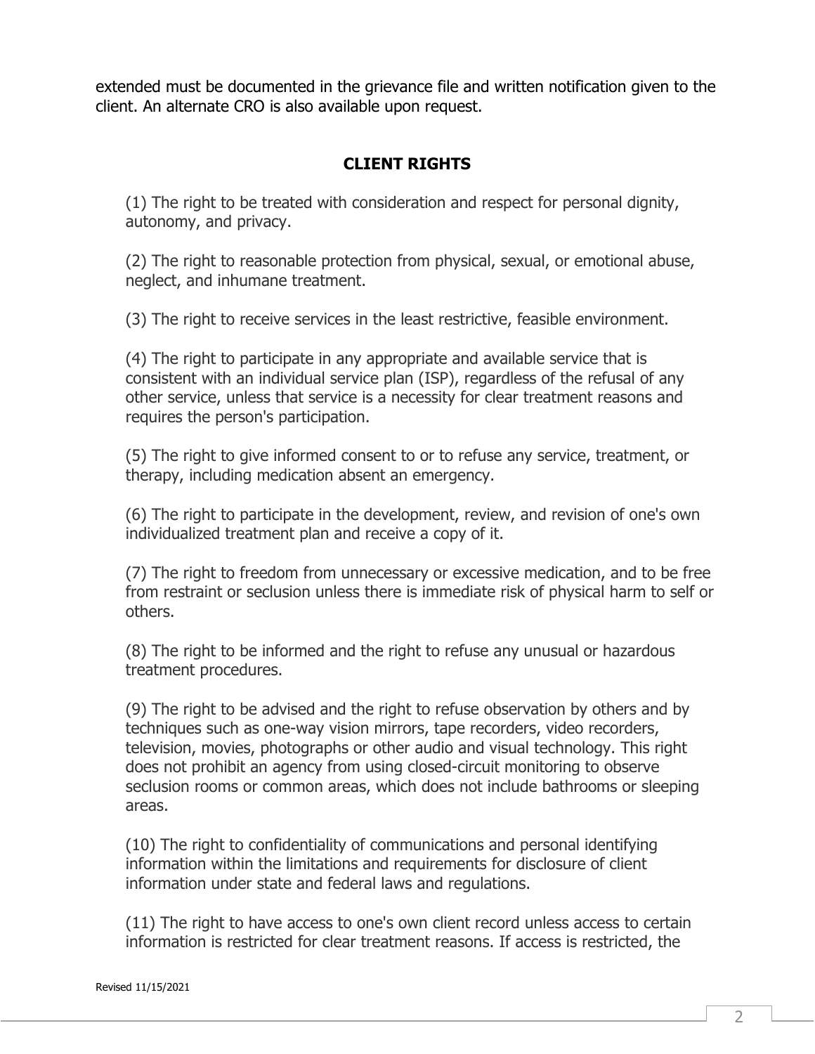extended must be documented in the grievance file and written notification given to the client. An alternate CRO is also available upon request.

## CLIENT RIGHTS

(1) The right to be treated with consideration and respect for personal dignity, autonomy, and privacy.

(2) The right to reasonable protection from physical, sexual, or emotional abuse, neglect, and inhumane treatment.

(3) The right to receive services in the least restrictive, feasible environment.

(4) The right to participate in any appropriate and available service that is consistent with an individual service plan (ISP), regardless of the refusal of any other service, unless that service is a necessity for clear treatment reasons and requires the person's participation.

(5) The right to give informed consent to or to refuse any service, treatment, or therapy, including medication absent an emergency.

(6) The right to participate in the development, review, and revision of one's own individualized treatment plan and receive a copy of it.

(7) The right to freedom from unnecessary or excessive medication, and to be free from restraint or seclusion unless there is immediate risk of physical harm to self or others.

(8) The right to be informed and the right to refuse any unusual or hazardous treatment procedures.

(9) The right to be advised and the right to refuse observation by others and by techniques such as one-way vision mirrors, tape recorders, video recorders, television, movies, photographs or other audio and visual technology. This right does not prohibit an agency from using closed-circuit monitoring to observe seclusion rooms or common areas, which does not include bathrooms or sleeping areas.

(10) The right to confidentiality of communications and personal identifying information within the limitations and requirements for disclosure of client information under state and federal laws and regulations.

(11) The right to have access to one's own client record unless access to certain information is restricted for clear treatment reasons. If access is restricted, the

Revised 11/15/2021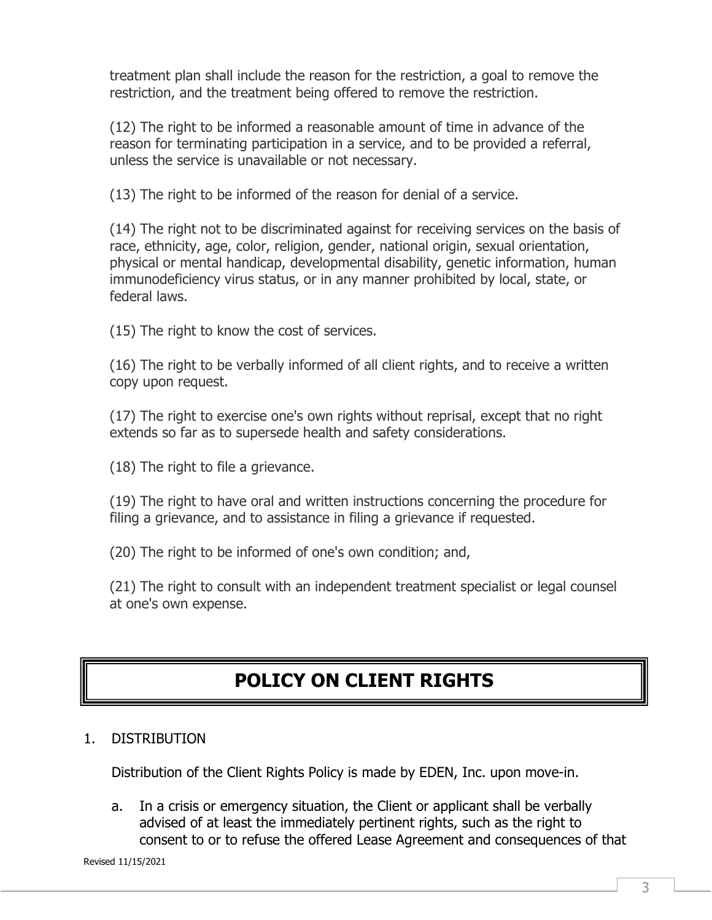treatment plan shall include the reason for the restriction, a goal to remove the restriction, and the treatment being offered to remove the restriction.

(12) The right to be informed a reasonable amount of time in advance of the reason for terminating participation in a service, and to be provided a referral, unless the service is unavailable or not necessary.

(13) The right to be informed of the reason for denial of a service.

(14) The right not to be discriminated against for receiving services on the basis of race, ethnicity, age, color, religion, gender, national origin, sexual orientation, physical or mental handicap, developmental disability, genetic information, human immunodeficiency virus status, or in any manner prohibited by local, state, or federal laws.

(15) The right to know the cost of services.

(16) The right to be verbally informed of all client rights, and to receive a written copy upon request.

(17) The right to exercise one's own rights without reprisal, except that no right extends so far as to supersede health and safety considerations.

(18) The right to file a grievance.

(19) The right to have oral and written instructions concerning the procedure for filing a grievance, and to assistance in filing a grievance if requested.

(20) The right to be informed of one's own condition; and,

(21) The right to consult with an independent treatment specialist or legal counsel at one's own expense.

# POLICY ON CLIENT RIGHTS

1. DISTRIBUTION

   Distribution of the Client Rights Policy is made by EDEN, Inc. upon move-in.

   a. In a crisis or emergency situation, the Client or applicant shall be verbally advised of at least the immediately pertinent rights, such as the right to consent to or to refuse the offered Lease Agreement and consequences of that

Revised 11/15/2021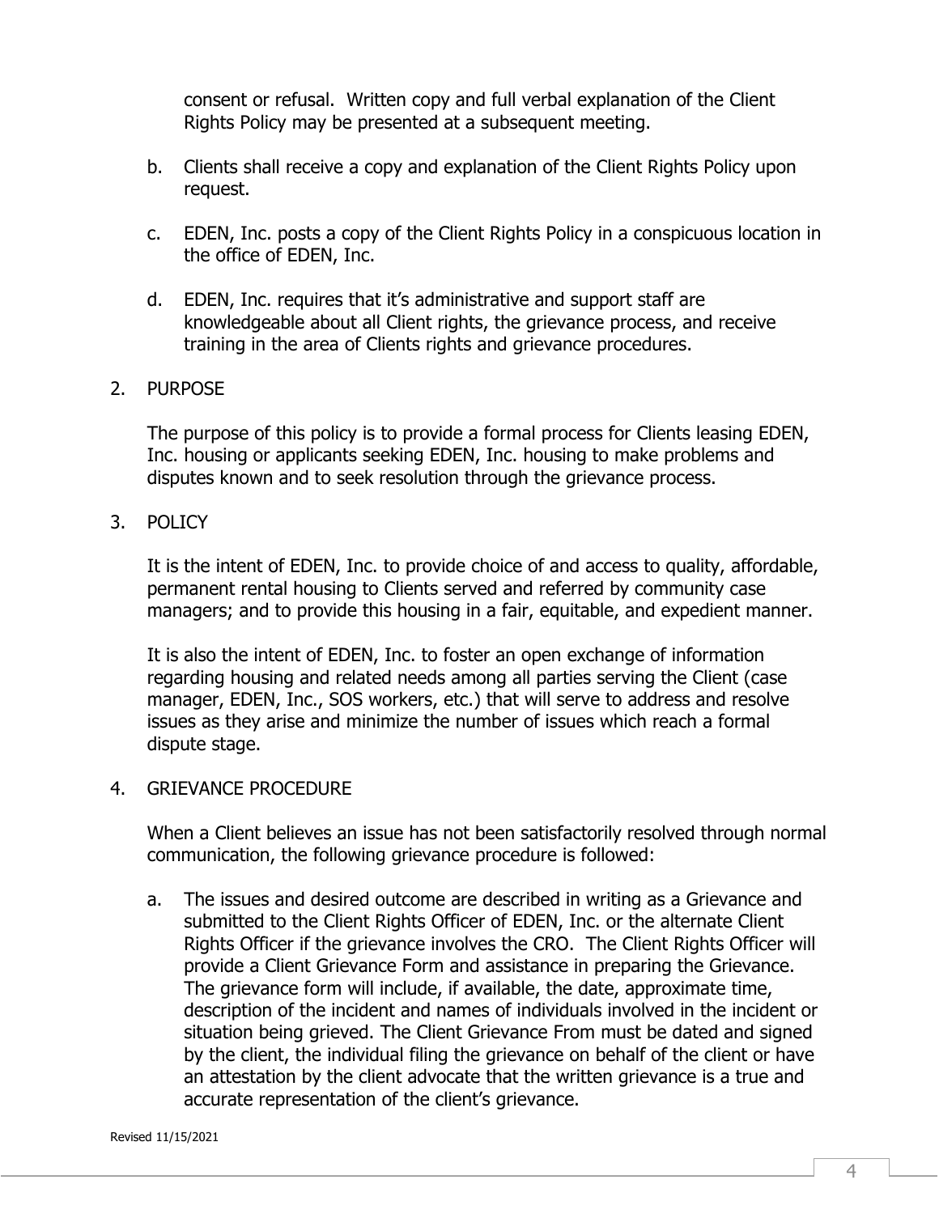consent or refusal. Written copy and full verbal explanation of the Client Rights Policy may be presented at a subsequent meeting.

b. Clients shall receive a copy and explanation of the Client Rights Policy upon request.

c. EDEN, Inc. posts a copy of the Client Rights Policy in a conspicuous location in the office of EDEN, Inc.

d. EDEN, Inc. requires that it's administrative and support staff are knowledgeable about all Client rights, the grievance process, and receive training in the area of Clients rights and grievance procedures.

2. PURPOSE

The purpose of this policy is to provide a formal process for Clients leasing EDEN, Inc. housing or applicants seeking EDEN, Inc. housing to make problems and disputes known and to seek resolution through the grievance process.

3. POLICY

It is the intent of EDEN, Inc. to provide choice of and access to quality, affordable, permanent rental housing to Clients served and referred by community case managers; and to provide this housing in a fair, equitable, and expedient manner.

It is also the intent of EDEN, Inc. to foster an open exchange of information regarding housing and related needs among all parties serving the Client (case manager, EDEN, Inc., SOS workers, etc.) that will serve to address and resolve issues as they arise and minimize the number of issues which reach a formal dispute stage.

4. GRIEVANCE PROCEDURE

When a Client believes an issue has not been satisfactorily resolved through normal communication, the following grievance procedure is followed:

a. The issues and desired outcome are described in writing as a Grievance and submitted to the Client Rights Officer of EDEN, Inc. or the alternate Client Rights Officer if the grievance involves the CRO. The Client Rights Officer will provide a Client Grievance Form and assistance in preparing the Grievance. The grievance form will include, if available, the date, approximate time, description of the incident and names of individuals involved in the incident or situation being grieved. The Client Grievance From must be dated and signed by the client, the individual filing the grievance on behalf of the client or have an attestation by the client advocate that the written grievance is a true and accurate representation of the client's grievance.

Revised 11/15/2021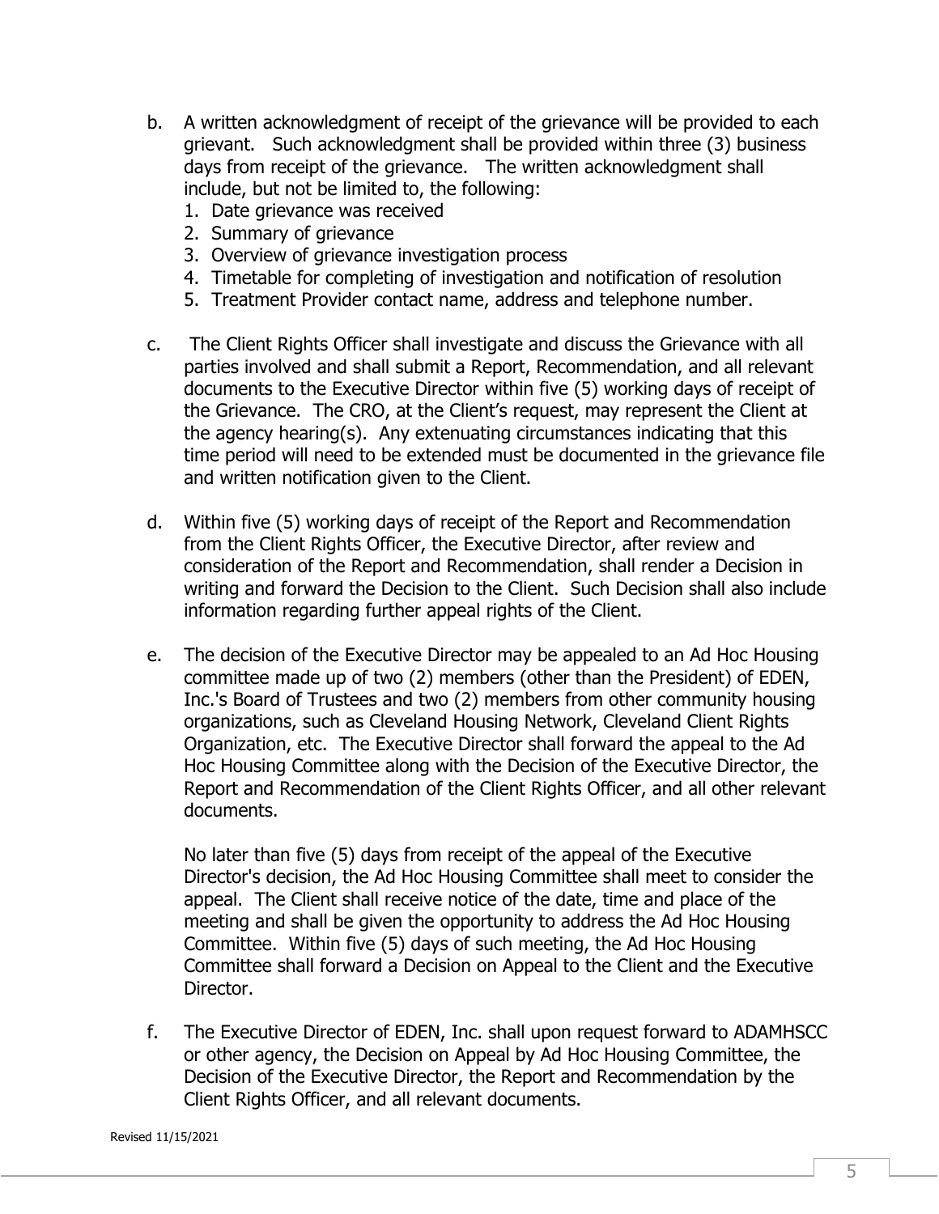b. A written acknowledgment of receipt of the grievance will be provided to each grievant. Such acknowledgment shall be provided within three (3) business days from receipt of the grievance. The written acknowledgment shall include, but not be limited to, the following:
   1. Date grievance was received
   2. Summary of grievance
   3. Overview of grievance investigation process
   4. Timetable for completing of investigation and notification of resolution
   5. Treatment Provider contact name, address and telephone number.

c. The Client Rights Officer shall investigate and discuss the Grievance with all parties involved and shall submit a Report, Recommendation, and all relevant documents to the Executive Director within five (5) working days of receipt of the Grievance. The CRO, at the Client's request, may represent the Client at the agency hearing(s). Any extenuating circumstances indicating that this time period will need to be extended must be documented in the grievance file and written notification given to the Client.

d. Within five (5) working days of receipt of the Report and Recommendation from the Client Rights Officer, the Executive Director, after review and consideration of the Report and Recommendation, shall render a Decision in writing and forward the Decision to the Client. Such Decision shall also include information regarding further appeal rights of the Client.

e. The decision of the Executive Director may be appealed to an Ad Hoc Housing committee made up of two (2) members (other than the President) of EDEN, Inc.'s Board of Trustees and two (2) members from other community housing organizations, such as Cleveland Housing Network, Cleveland Client Rights Organization, etc. The Executive Director shall forward the appeal to the Ad Hoc Housing Committee along with the Decision of the Executive Director, the Report and Recommendation of the Client Rights Officer, and all other relevant documents.

   No later than five (5) days from receipt of the appeal of the Executive Director's decision, the Ad Hoc Housing Committee shall meet to consider the appeal. The Client shall receive notice of the date, time and place of the meeting and shall be given the opportunity to address the Ad Hoc Housing Committee. Within five (5) days of such meeting, the Ad Hoc Housing Committee shall forward a Decision on Appeal to the Client and the Executive Director.

f. The Executive Director of EDEN, Inc. shall upon request forward to ADAMHSCC or other agency, the Decision on Appeal by Ad Hoc Housing Committee, the Decision of the Executive Director, the Report and Recommendation by the Client Rights Officer, and all relevant documents.

Revised 11/15/2021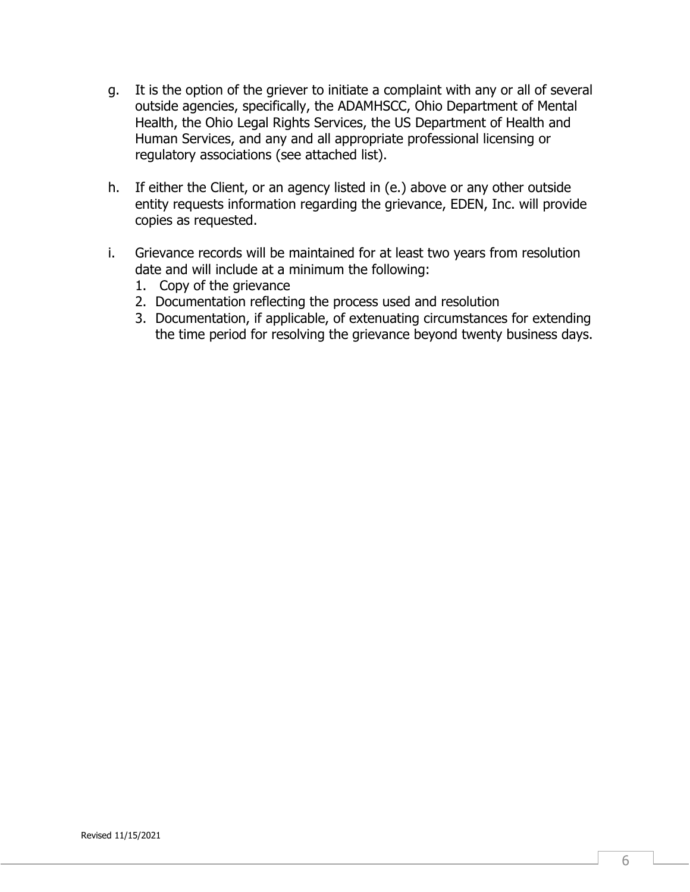g. It is the option of the griever to initiate a complaint with any or all of several outside agencies, specifically, the ADAMHSCC, Ohio Department of Mental Health, the Ohio Legal Rights Services, the US Department of Health and Human Services, and any and all appropriate professional licensing or regulatory associations (see attached list).

h. If either the Client, or an agency listed in (e.) above or any other outside entity requests information regarding the grievance, EDEN, Inc. will provide copies as requested.

i. Grievance records will be maintained for at least two years from resolution date and will include at a minimum the following:
   1. Copy of the grievance
   2. Documentation reflecting the process used and resolution
   3. Documentation, if applicable, of extenuating circumstances for extending the time period for resolving the grievance beyond twenty business days.

Revised 11/15/2021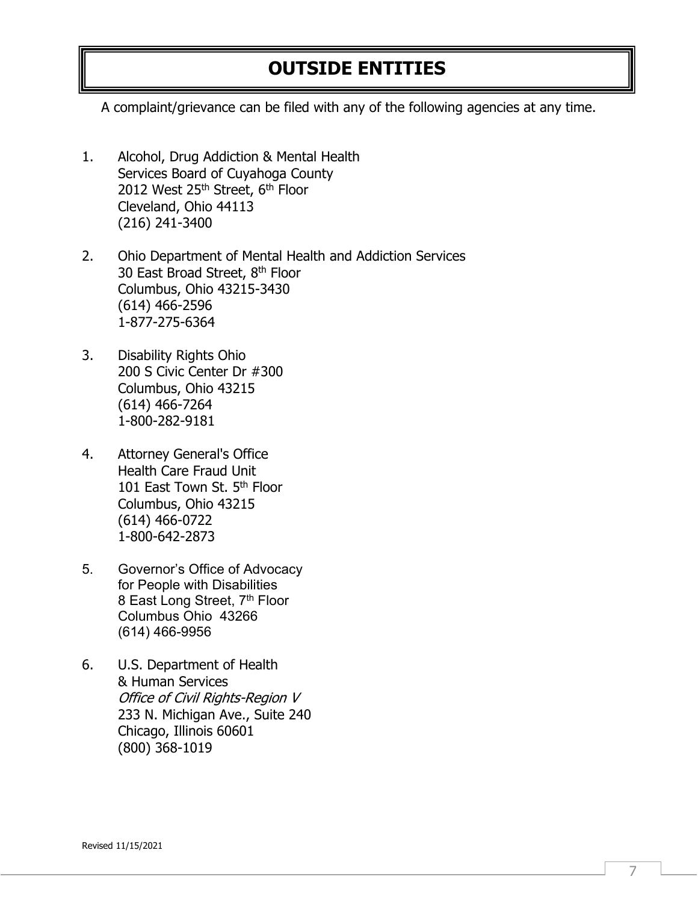# OUTSIDE ENTITIES

A complaint/grievance can be filed with any of the following agencies at any time.

1. Alcohol, Drug Addiction & Mental Health
   Services Board of Cuyahoga County
   2012 West 25th Street, 6th Floor
   Cleveland, Ohio 44113
   (216) 241-3400

2. Ohio Department of Mental Health and Addiction Services
   30 East Broad Street, 8th Floor
   Columbus, Ohio 43215-3430
   (614) 466-2596
   1-877-275-6364

3. Disability Rights Ohio
   200 S Civic Center Dr #300
   Columbus, Ohio 43215
   (614) 466-7264
   1-800-282-9181

4. Attorney General's Office
   Health Care Fraud Unit
   101 East Town St. 5th Floor
   Columbus, Ohio 43215
   (614) 466-0722
   1-800-642-2873

5. Governor's Office of Advocacy
   for People with Disabilities
   8 East Long Street, 7th Floor
   Columbus Ohio 43266
   (614) 466-9956

6. U.S. Department of Health
   & Human Services
   *Office of Civil Rights-Region V*
   233 N. Michigan Ave., Suite 240
   Chicago, Illinois 60601
   (800) 368-1019

Revised 11/15/2021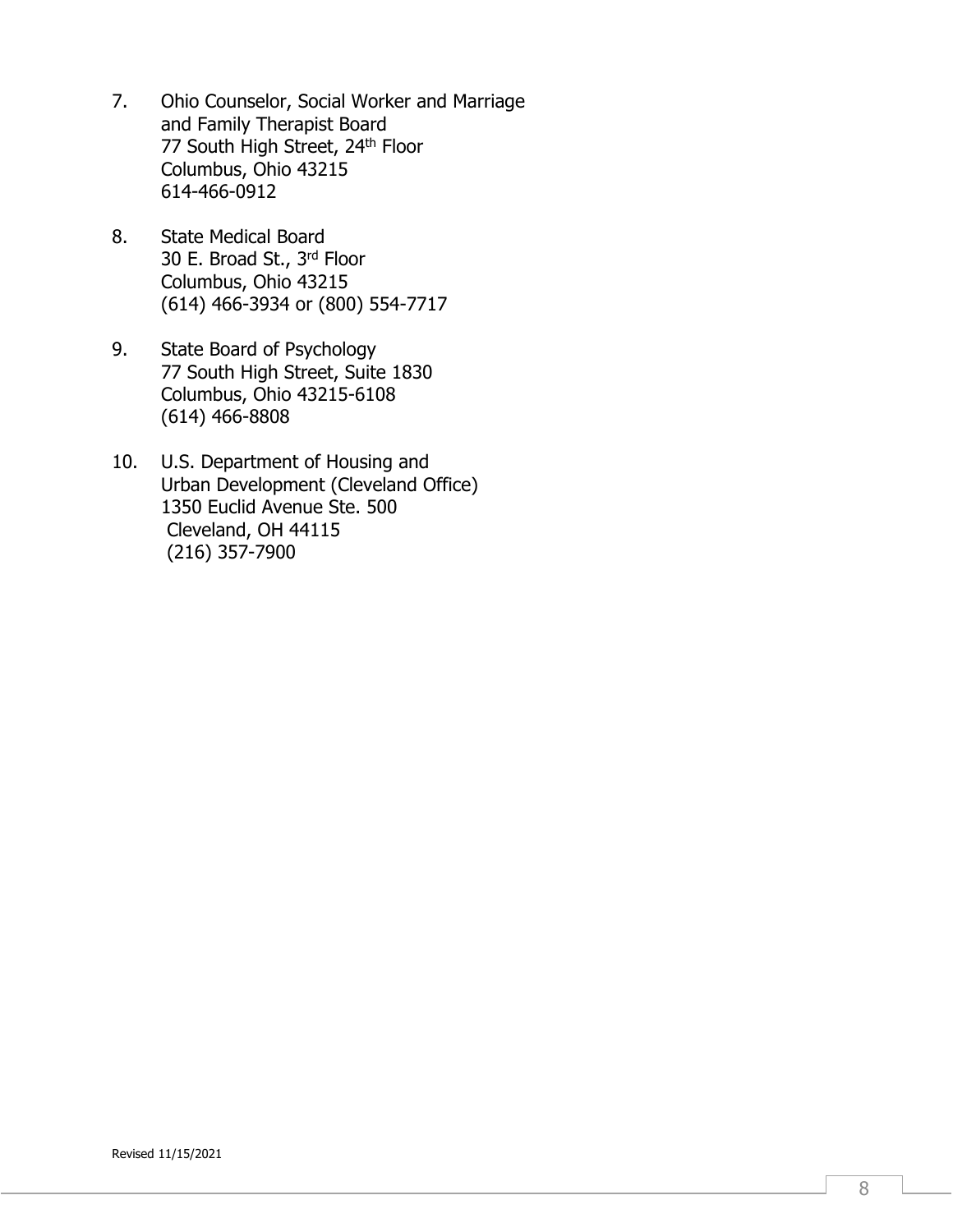7. Ohio Counselor, Social Worker and Marriage and Family Therapist Board
   77 South High Street, 24th Floor
   Columbus, Ohio 43215
   614-466-0912

8. State Medical Board
   30 E. Broad St., 3rd Floor
   Columbus, Ohio 43215
   (614) 466-3934 or (800) 554-7717

9. State Board of Psychology
   77 South High Street, Suite 1830
   Columbus, Ohio 43215-6108
   (614) 466-8808

10. U.S. Department of Housing and Urban Development (Cleveland Office)
    1350 Euclid Avenue Ste. 500
    Cleveland, OH 44115
    (216) 357-7900

Revised 11/15/2021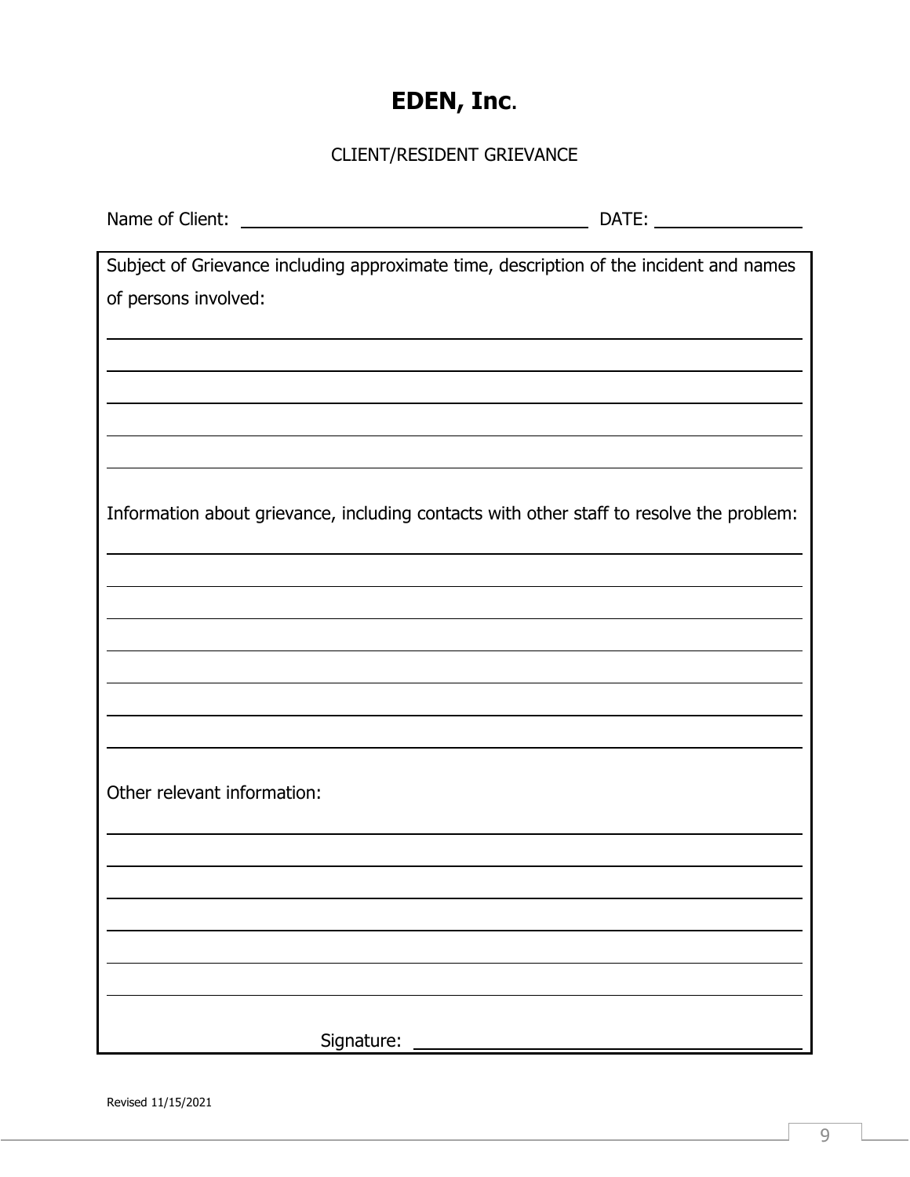# EDEN, Inc.

CLIENT/RESIDENT GRIEVANCE

Name of Client: ______________________________ DATE: ______________

Subject of Grievance including approximate time, description of the incident and names of persons involved:

_______________________________________________________________________

_______________________________________________________________________

_______________________________________________________________________

_______________________________________________________________________

_______________________________________________________________________

Information about grievance, including contacts with other staff to resolve the problem:

_______________________________________________________________________

_______________________________________________________________________

_______________________________________________________________________

_______________________________________________________________________

_______________________________________________________________________

_______________________________________________________________________

_______________________________________________________________________

Other relevant information:

_______________________________________________________________________

_______________________________________________________________________

_______________________________________________________________________

_______________________________________________________________________

_______________________________________________________________________

_______________________________________________________________________

Signature: ______________________________

Revised 11/15/2021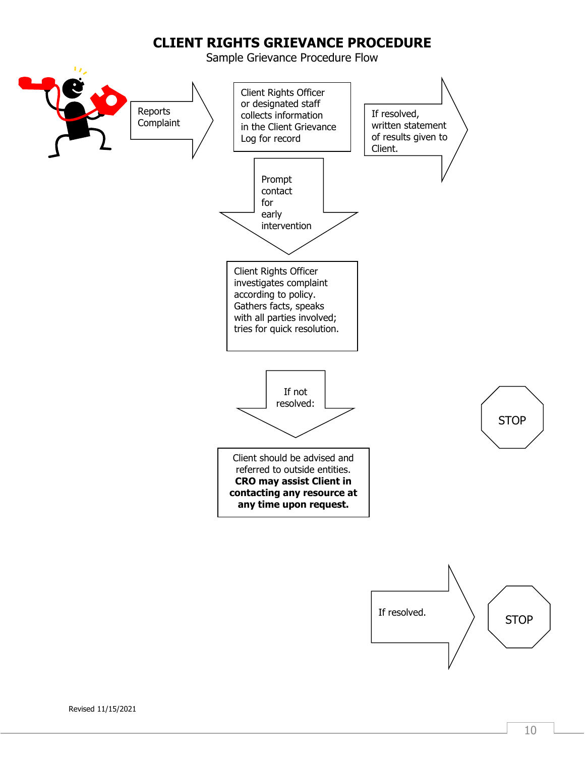# CLIENT RIGHTS GRIEVANCE PROCEDURE

Sample Grievance Procedure Flow

Reports Complaint

Client Rights Officer or designated staff collects information in the Client Grievance Log for record

If resolved, written statement of results given to Client.

Prompt contact for early intervention

Client Rights Officer investigates complaint according to policy. Gathers facts, speaks with all parties involved; tries for quick resolution.

If not resolved:

STOP

Client should be advised and referred to outside entities. **CRO may assist Client in contacting any resource at any time upon request.**

If resolved.

STOP

Revised 11/15/2021